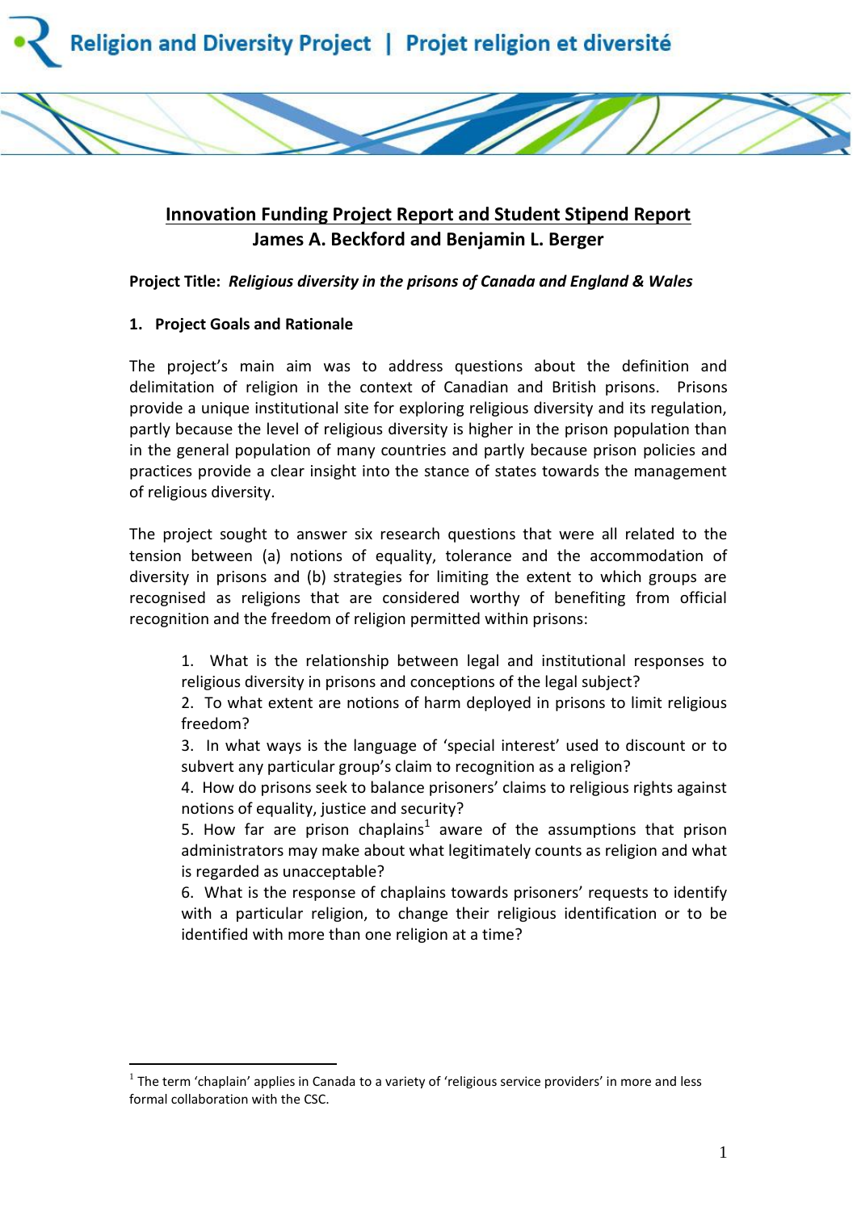Religion and Diversity Project | Projet religion et diversité

# Innovation Funding Project Report and Student Stipend Report

**James A. Beckford and Benjamin L. Berger**

**Project Title:** ***Religious diversity in the prisons of Canada and England & Wales***

## 1. Project Goals and Rationale

The project's main aim was to address questions about the definition and delimitation of religion in the context of Canadian and British prisons. Prisons provide a unique institutional site for exploring religious diversity and its regulation, partly because the level of religious diversity is higher in the prison population than in the general population of many countries and partly because prison policies and practices provide a clear insight into the stance of states towards the management of religious diversity.

The project sought to answer six research questions that were all related to the tension between (a) notions of equality, tolerance and the accommodation of diversity in prisons and (b) strategies for limiting the extent to which groups are recognised as religions that are considered worthy of benefiting from official recognition and the freedom of religion permitted within prisons:

1. What is the relationship between legal and institutional responses to religious diversity in prisons and conceptions of the legal subject?
2. To what extent are notions of harm deployed in prisons to limit religious freedom?
3. In what ways is the language of 'special interest' used to discount or to subvert any particular group's claim to recognition as a religion?
4. How do prisons seek to balance prisoners' claims to religious rights against notions of equality, justice and security?
5. How far are prison chaplains[1] aware of the assumptions that prison administrators may make about what legitimately counts as religion and what is regarded as unacceptable?
6. What is the response of chaplains towards prisoners' requests to identify with a particular religion, to change their religious identification or to be identified with more than one religion at a time?

---

[1] The term 'chaplain' applies in Canada to a variety of 'religious service providers' in more and less formal collaboration with the CSC.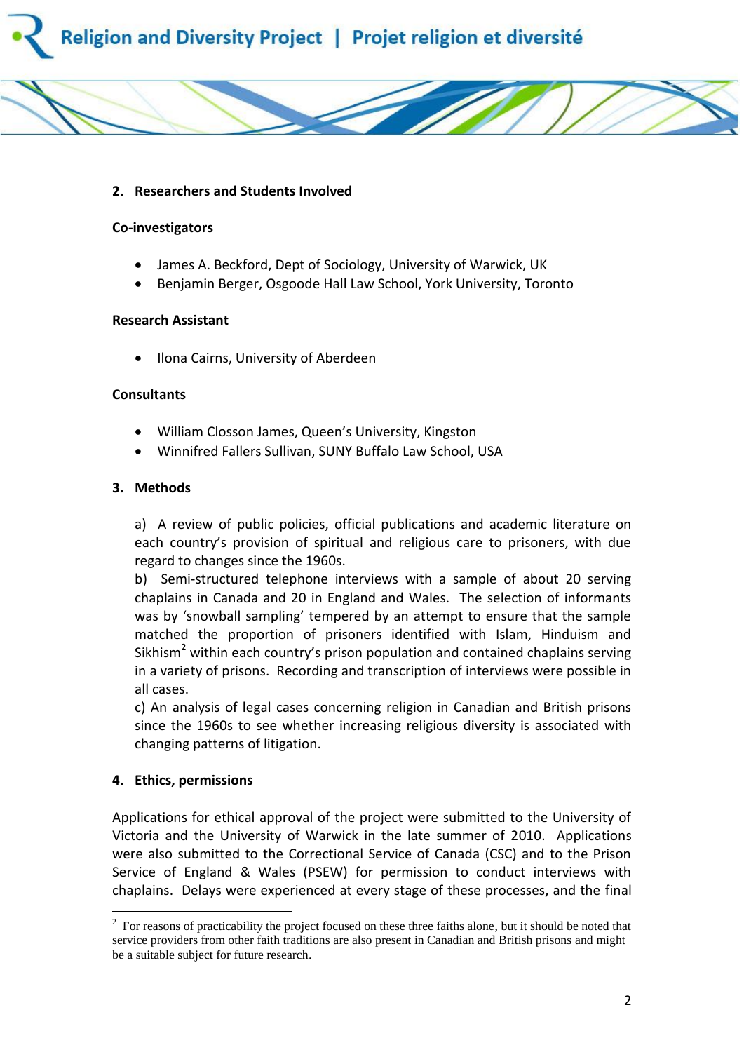## 2. Researchers and Students Involved

### Co-investigators

- James A. Beckford, Dept of Sociology, University of Warwick, UK
- Benjamin Berger, Osgoode Hall Law School, York University, Toronto

### Research Assistant

- Ilona Cairns, University of Aberdeen

### Consultants

- William Closson James, Queen's University, Kingston
- Winnifred Fallers Sullivan, SUNY Buffalo Law School, USA

## 3. Methods

a) A review of public policies, official publications and academic literature on each country's provision of spiritual and religious care to prisoners, with due regard to changes since the 1960s.
b) Semi-structured telephone interviews with a sample of about 20 serving chaplains in Canada and 20 in England and Wales. The selection of informants was by 'snowball sampling' tempered by an attempt to ensure that the sample matched the proportion of prisoners identified with Islam, Hinduism and Sikhism[2] within each country's prison population and contained chaplains serving in a variety of prisons. Recording and transcription of interviews were possible in all cases.
c) An analysis of legal cases concerning religion in Canadian and British prisons since the 1960s to see whether increasing religious diversity is associated with changing patterns of litigation.

## 4. Ethics, permissions

Applications for ethical approval of the project were submitted to the University of Victoria and the University of Warwick in the late summer of 2010. Applications were also submitted to the Correctional Service of Canada (CSC) and to the Prison Service of England & Wales (PSEW) for permission to conduct interviews with chaplains. Delays were experienced at every stage of these processes, and the final

[2] For reasons of practicability the project focused on these three faiths alone, but it should be noted that service providers from other faith traditions are also present in Canadian and British prisons and might be a suitable subject for future research.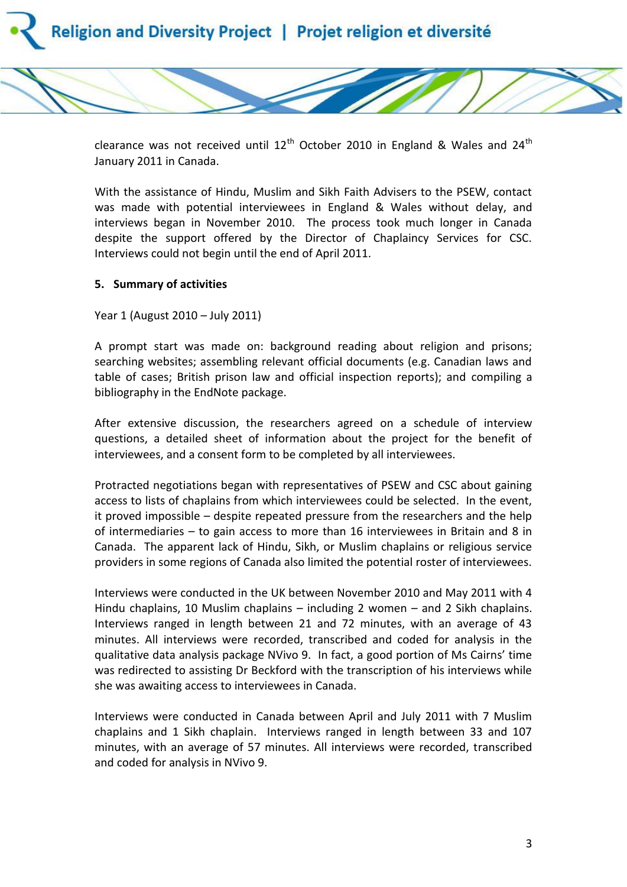clearance was not received until 12th October 2010 in England & Wales and 24th January 2011 in Canada.

With the assistance of Hindu, Muslim and Sikh Faith Advisers to the PSEW, contact was made with potential interviewees in England & Wales without delay, and interviews began in November 2010. The process took much longer in Canada despite the support offered by the Director of Chaplaincy Services for CSC. Interviews could not begin until the end of April 2011.

## 5. Summary of activities

Year 1 (August 2010 – July 2011)

A prompt start was made on: background reading about religion and prisons; searching websites; assembling relevant official documents (e.g. Canadian laws and table of cases; British prison law and official inspection reports); and compiling a bibliography in the EndNote package.

After extensive discussion, the researchers agreed on a schedule of interview questions, a detailed sheet of information about the project for the benefit of interviewees, and a consent form to be completed by all interviewees.

Protracted negotiations began with representatives of PSEW and CSC about gaining access to lists of chaplains from which interviewees could be selected. In the event, it proved impossible – despite repeated pressure from the researchers and the help of intermediaries – to gain access to more than 16 interviewees in Britain and 8 in Canada. The apparent lack of Hindu, Sikh, or Muslim chaplains or religious service providers in some regions of Canada also limited the potential roster of interviewees.

Interviews were conducted in the UK between November 2010 and May 2011 with 4 Hindu chaplains, 10 Muslim chaplains – including 2 women – and 2 Sikh chaplains. Interviews ranged in length between 21 and 72 minutes, with an average of 43 minutes. All interviews were recorded, transcribed and coded for analysis in the qualitative data analysis package NVivo 9. In fact, a good portion of Ms Cairns' time was redirected to assisting Dr Beckford with the transcription of his interviews while she was awaiting access to interviewees in Canada.

Interviews were conducted in Canada between April and July 2011 with 7 Muslim chaplains and 1 Sikh chaplain. Interviews ranged in length between 33 and 107 minutes, with an average of 57 minutes. All interviews were recorded, transcribed and coded for analysis in NVivo 9.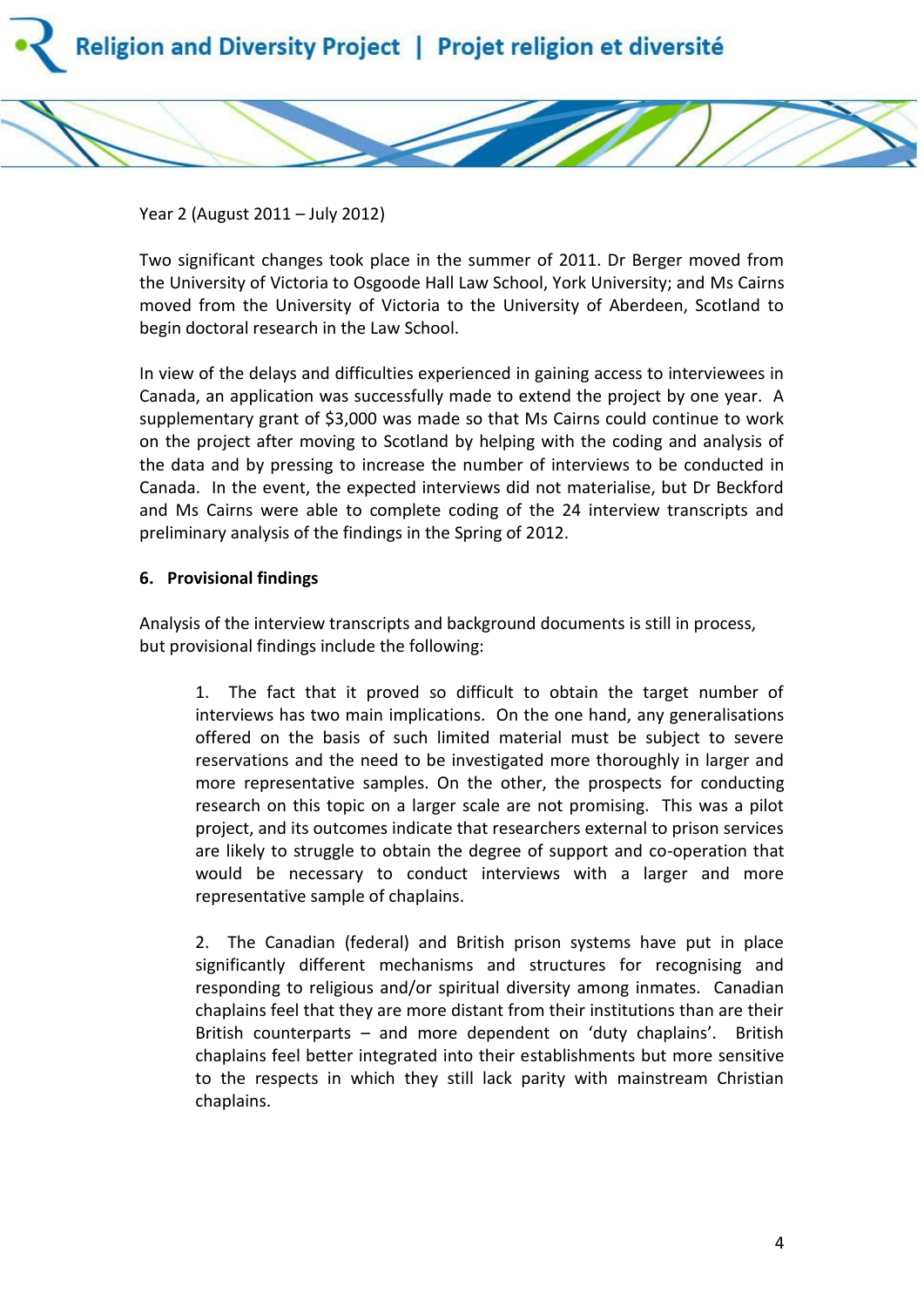Year 2 (August 2011 – July 2012)

Two significant changes took place in the summer of 2011. Dr Berger moved from the University of Victoria to Osgoode Hall Law School, York University; and Ms Cairns moved from the University of Victoria to the University of Aberdeen, Scotland to begin doctoral research in the Law School.

In view of the delays and difficulties experienced in gaining access to interviewees in Canada, an application was successfully made to extend the project by one year. A supplementary grant of $3,000 was made so that Ms Cairns could continue to work on the project after moving to Scotland by helping with the coding and analysis of the data and by pressing to increase the number of interviews to be conducted in Canada. In the event, the expected interviews did not materialise, but Dr Beckford and Ms Cairns were able to complete coding of the 24 interview transcripts and preliminary analysis of the findings in the Spring of 2012.

### 6. Provisional findings

Analysis of the interview transcripts and background documents is still in process, but provisional findings include the following:

1. The fact that it proved so difficult to obtain the target number of interviews has two main implications. On the one hand, any generalisations offered on the basis of such limited material must be subject to severe reservations and the need to be investigated more thoroughly in larger and more representative samples. On the other, the prospects for conducting research on this topic on a larger scale are not promising. This was a pilot project, and its outcomes indicate that researchers external to prison services are likely to struggle to obtain the degree of support and co-operation that would be necessary to conduct interviews with a larger and more representative sample of chaplains.

2. The Canadian (federal) and British prison systems have put in place significantly different mechanisms and structures for recognising and responding to religious and/or spiritual diversity among inmates. Canadian chaplains feel that they are more distant from their institutions than are their British counterparts – and more dependent on 'duty chaplains'. British chaplains feel better integrated into their establishments but more sensitive to the respects in which they still lack parity with mainstream Christian chaplains.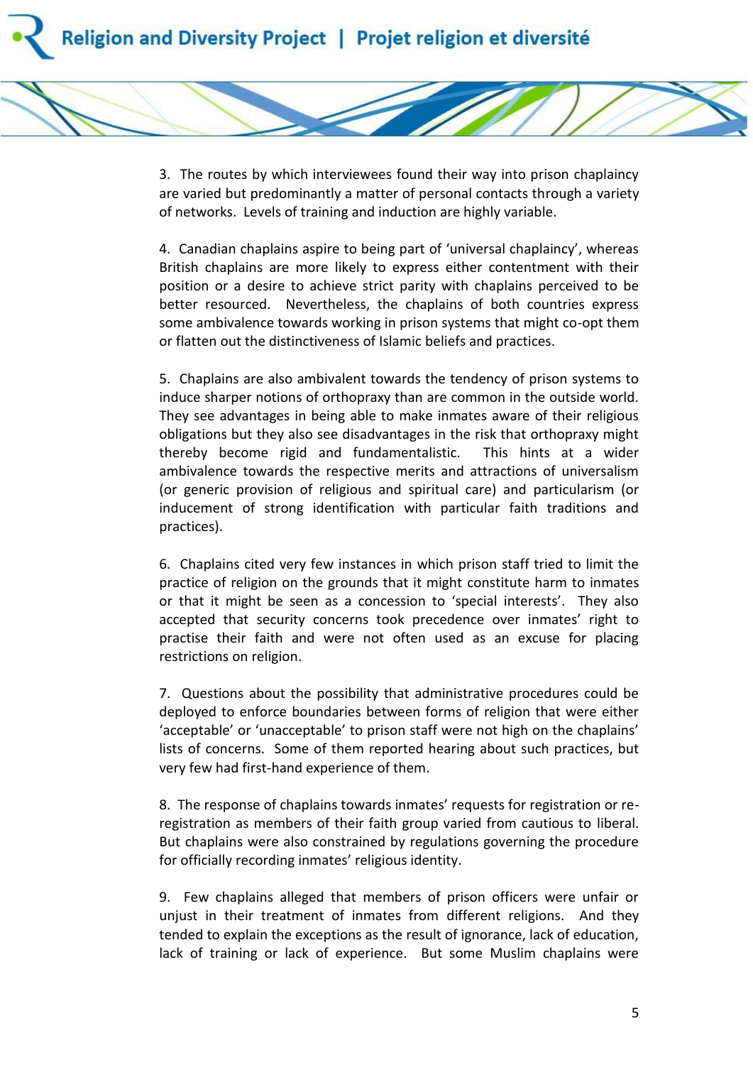3. The routes by which interviewees found their way into prison chaplaincy are varied but predominantly a matter of personal contacts through a variety of networks. Levels of training and induction are highly variable.

4. Canadian chaplains aspire to being part of 'universal chaplaincy', whereas British chaplains are more likely to express either contentment with their position or a desire to achieve strict parity with chaplains perceived to be better resourced. Nevertheless, the chaplains of both countries express some ambivalence towards working in prison systems that might co-opt them or flatten out the distinctiveness of Islamic beliefs and practices.

5. Chaplains are also ambivalent towards the tendency of prison systems to induce sharper notions of orthopraxy than are common in the outside world. They see advantages in being able to make inmates aware of their religious obligations but they also see disadvantages in the risk that orthopraxy might thereby become rigid and fundamentalistic. This hints at a wider ambivalence towards the respective merits and attractions of universalism (or generic provision of religious and spiritual care) and particularism (or inducement of strong identification with particular faith traditions and practices).

6. Chaplains cited very few instances in which prison staff tried to limit the practice of religion on the grounds that it might constitute harm to inmates or that it might be seen as a concession to 'special interests'. They also accepted that security concerns took precedence over inmates' right to practise their faith and were not often used as an excuse for placing restrictions on religion.

7. Questions about the possibility that administrative procedures could be deployed to enforce boundaries between forms of religion that were either 'acceptable' or 'unacceptable' to prison staff were not high on the chaplains' lists of concerns. Some of them reported hearing about such practices, but very few had first-hand experience of them.

8. The response of chaplains towards inmates' requests for registration or re-registration as members of their faith group varied from cautious to liberal. But chaplains were also constrained by regulations governing the procedure for officially recording inmates' religious identity.

9. Few chaplains alleged that members of prison officers were unfair or unjust in their treatment of inmates from different religions. And they tended to explain the exceptions as the result of ignorance, lack of education, lack of training or lack of experience. But some Muslim chaplains were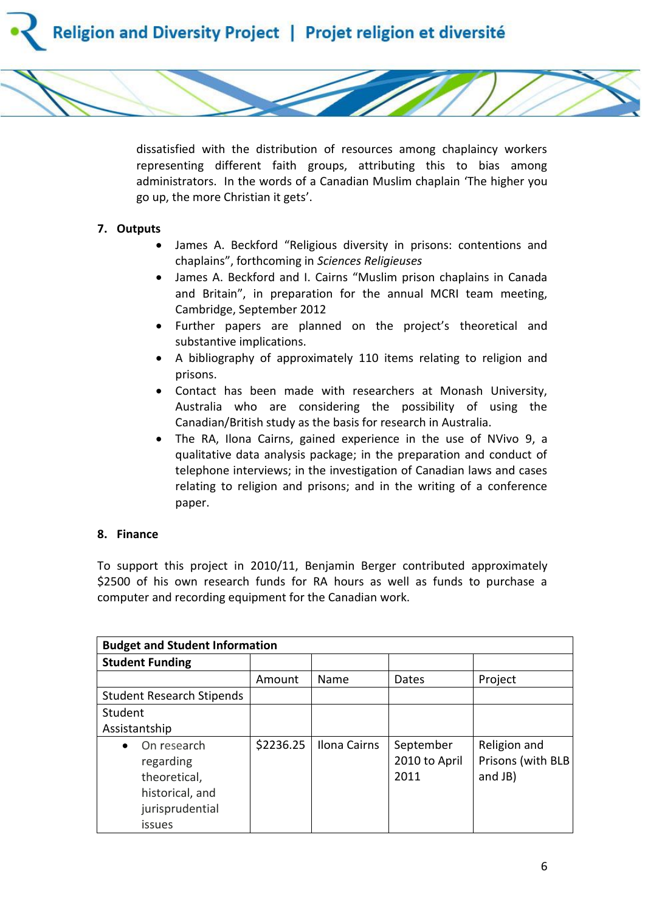dissatisfied with the distribution of resources among chaplaincy workers representing different faith groups, attributing this to bias among administrators. In the words of a Canadian Muslim chaplain 'The higher you go up, the more Christian it gets'.

## 7. Outputs

- James A. Beckford "Religious diversity in prisons: contentions and chaplains", forthcoming in *Sciences Religieuses*
- James A. Beckford and I. Cairns "Muslim prison chaplains in Canada and Britain", in preparation for the annual MCRI team meeting, Cambridge, September 2012
- Further papers are planned on the project's theoretical and substantive implications.
- A bibliography of approximately 110 items relating to religion and prisons.
- Contact has been made with researchers at Monash University, Australia who are considering the possibility of using the Canadian/British study as the basis for research in Australia.
- The RA, Ilona Cairns, gained experience in the use of NVivo 9, a qualitative data analysis package; in the preparation and conduct of telephone interviews; in the investigation of Canadian laws and cases relating to religion and prisons; and in the writing of a conference paper.

## 8. Finance

To support this project in 2010/11, Benjamin Berger contributed approximately $2500 of his own research funds for RA hours as well as funds to purchase a computer and recording equipment for the Canadian work.

| **Budget and Student Information** | | | | |
|---|---|---|---|---|
| **Student Funding** | | | | |
| | Amount | Name | Dates | Project |
| Student Research Stipends | | | | |
| Student Assistantship | | | | |
| • On research regarding theoretical, historical, and jurisprudential issues | $2236.25 | Ilona Cairns | September 2010 to April 2011 | Religion and Prisons (with BLB and JB) |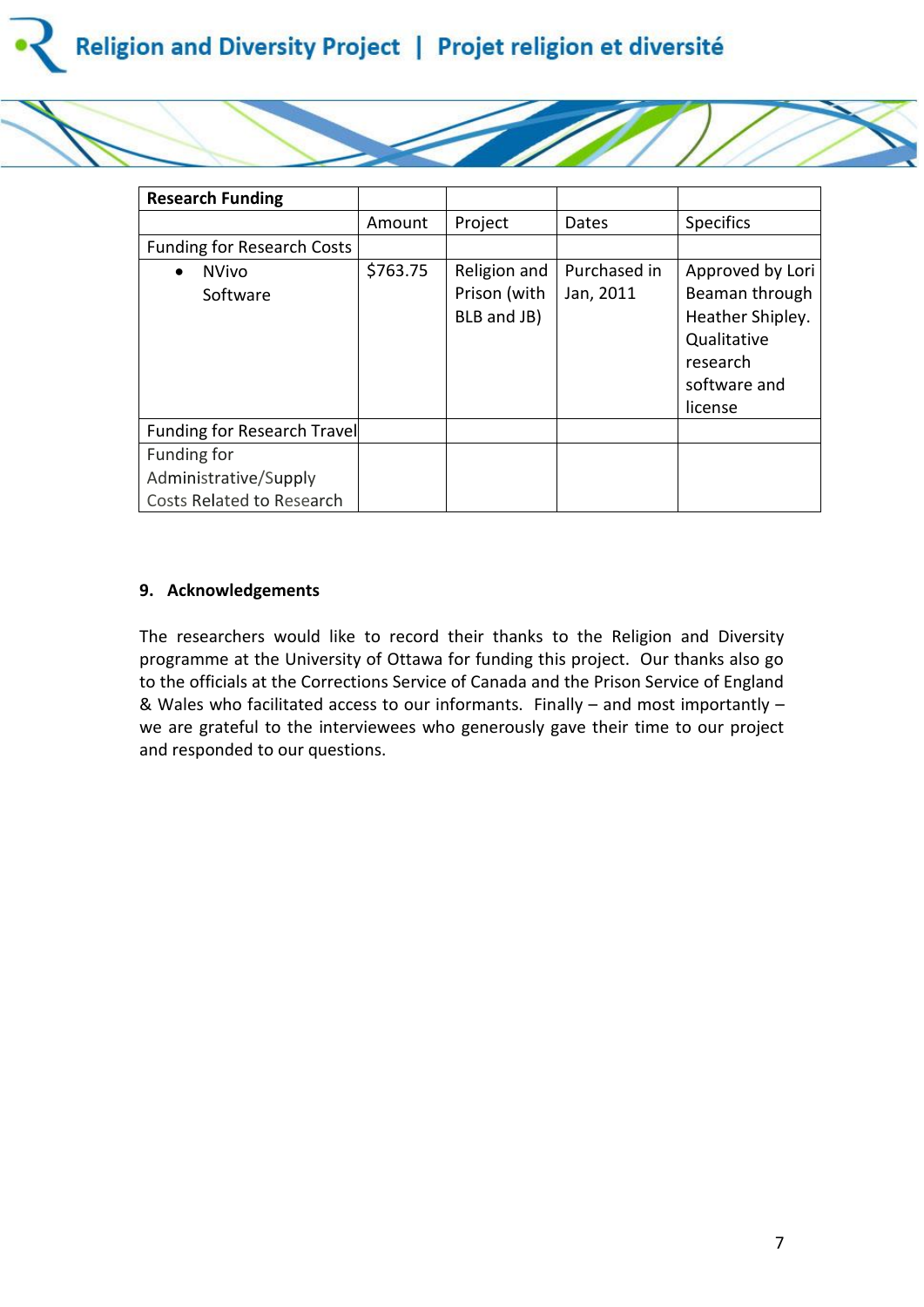| **Research Funding** | | | | |
|---|---|---|---|---|
| | Amount | Project | Dates | Specifics |
| Funding for Research Costs | | | | |
| • NVivo Software | $763.75 | Religion and Prison (with BLB and JB) | Purchased in Jan, 2011 | Approved by Lori Beaman through Heather Shipley. Qualitative research software and license |
| Funding for Research Travel | | | | |
| Funding for Administrative/Supply Costs Related to Research | | | | |

### 9. Acknowledgements

The researchers would like to record their thanks to the Religion and Diversity programme at the University of Ottawa for funding this project. Our thanks also go to the officials at the Corrections Service of Canada and the Prison Service of England & Wales who facilitated access to our informants. Finally – and most importantly – we are grateful to the interviewees who generously gave their time to our project and responded to our questions.